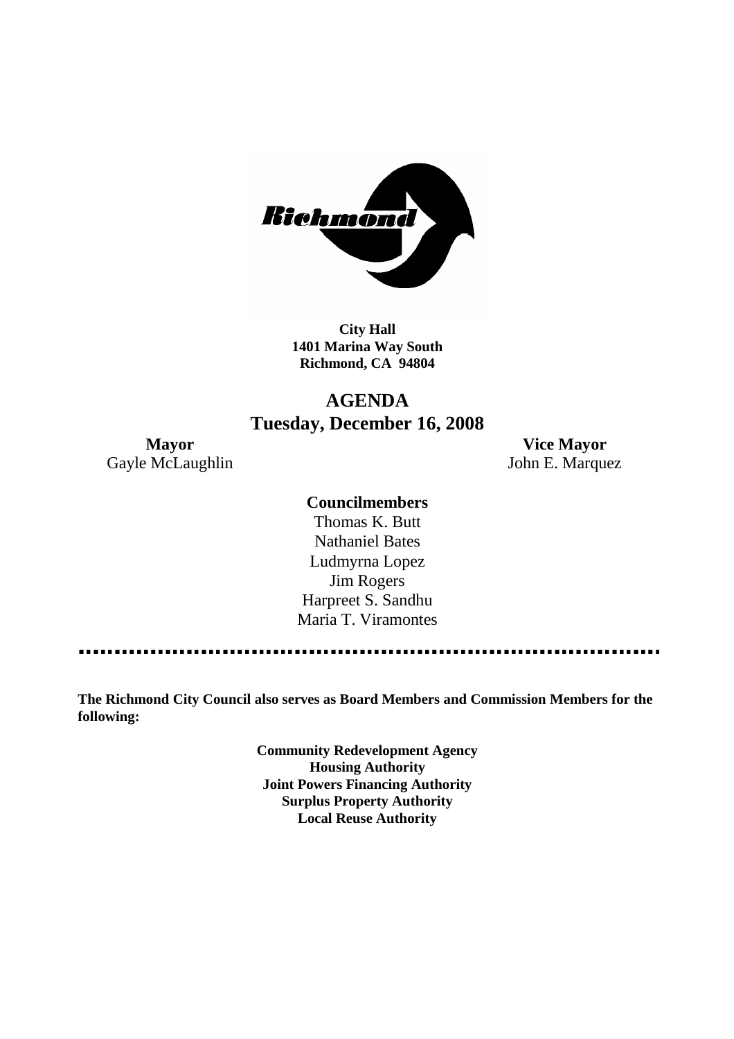**City Hall**
**1401 Marina Way South**
**Richmond, CA 94804**

# AGENDA
## Tuesday, December 16, 2008

**Mayor**
Gayle McLaughlin

**Vice Mayor**
John E. Marquez

**Councilmembers**

Thomas K. Butt
Nathaniel Bates
Ludmyrna Lopez
Jim Rogers
Harpreet S. Sandhu
Maria T. Viramontes

---

**The Richmond City Council also serves as Board Members and Commission Members for the following:**

**Community Redevelopment Agency**
**Housing Authority**
**Joint Powers Financing Authority**
**Surplus Property Authority**
**Local Reuse Authority**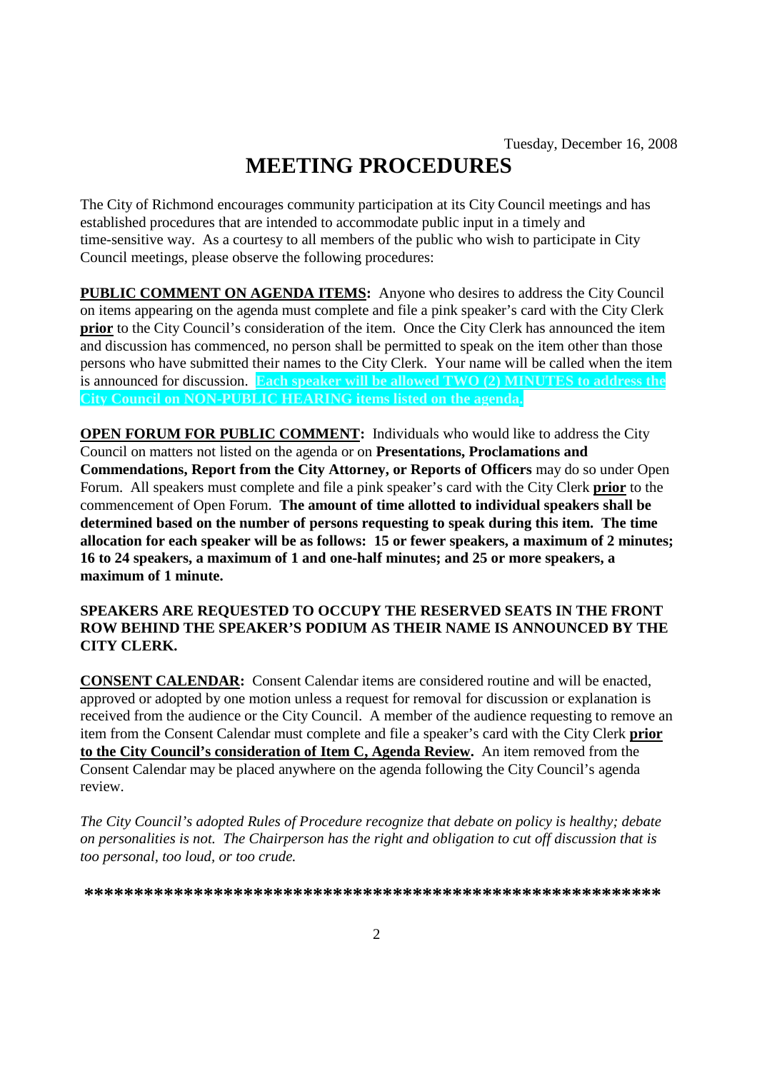Tuesday, December 16, 2008

# MEETING PROCEDURES

The City of Richmond encourages community participation at its City Council meetings and has established procedures that are intended to accommodate public input in a timely and time-sensitive way. As a courtesy to all members of the public who wish to participate in City Council meetings, please observe the following procedures:

**PUBLIC COMMENT ON AGENDA ITEMS:** Anyone who desires to address the City Council on items appearing on the agenda must complete and file a pink speaker's card with the City Clerk **prior** to the City Council's consideration of the item. Once the City Clerk has announced the item and discussion has commenced, no person shall be permitted to speak on the item other than those persons who have submitted their names to the City Clerk. Your name will be called when the item is announced for discussion. **Each speaker will be allowed TWO (2) MINUTES to address the City Council on NON-PUBLIC HEARING items listed on the agenda.**

**OPEN FORUM FOR PUBLIC COMMENT:** Individuals who would like to address the City Council on matters not listed on the agenda or on **Presentations, Proclamations and Commendations, Report from the City Attorney, or Reports of Officers** may do so under Open Forum. All speakers must complete and file a pink speaker's card with the City Clerk **prior** to the commencement of Open Forum. **The amount of time allotted to individual speakers shall be determined based on the number of persons requesting to speak during this item. The time allocation for each speaker will be as follows: 15 or fewer speakers, a maximum of 2 minutes; 16 to 24 speakers, a maximum of 1 and one-half minutes; and 25 or more speakers, a maximum of 1 minute.**

**SPEAKERS ARE REQUESTED TO OCCUPY THE RESERVED SEATS IN THE FRONT ROW BEHIND THE SPEAKER'S PODIUM AS THEIR NAME IS ANNOUNCED BY THE CITY CLERK.**

**CONSENT CALENDAR:** Consent Calendar items are considered routine and will be enacted, approved or adopted by one motion unless a request for removal for discussion or explanation is received from the audience or the City Council. A member of the audience requesting to remove an item from the Consent Calendar must complete and file a speaker's card with the City Clerk **prior to the City Council's consideration of Item C, Agenda Review.** An item removed from the Consent Calendar may be placed anywhere on the agenda following the City Council's agenda review.

*The City Council's adopted Rules of Procedure recognize that debate on policy is healthy; debate on personalities is not. The Chairperson has the right and obligation to cut off discussion that is too personal, too loud, or too crude.*

**********************************************************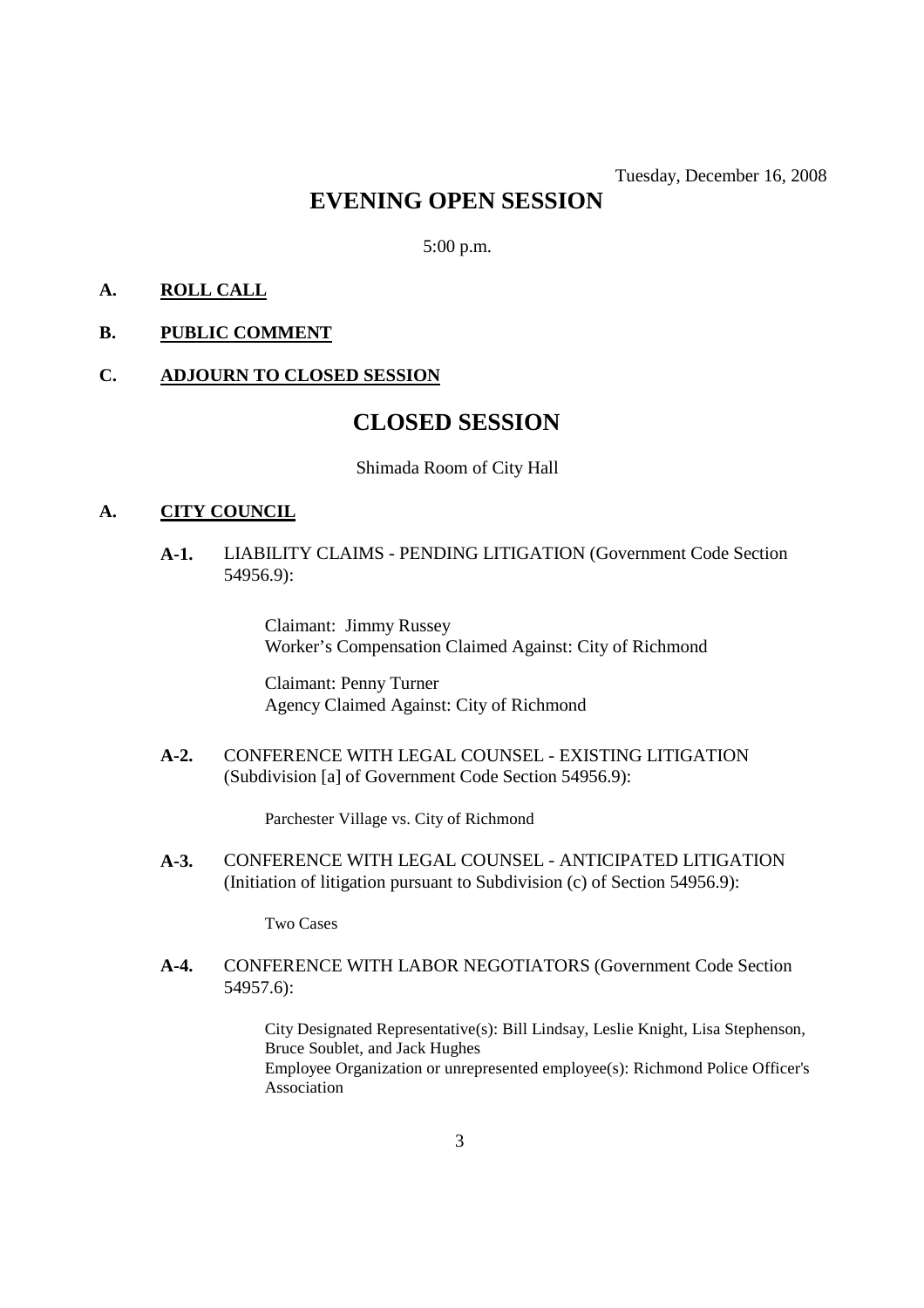Tuesday, December 16, 2008

# EVENING OPEN SESSION

5:00 p.m.

**A. ROLL CALL**

**B. PUBLIC COMMENT**

**C. ADJOURN TO CLOSED SESSION**

# CLOSED SESSION

Shimada Room of City Hall

**A. CITY COUNCIL**

**A-1.** LIABILITY CLAIMS - PENDING LITIGATION (Government Code Section 54956.9):

Claimant: Jimmy Russey
Worker's Compensation Claimed Against: City of Richmond

Claimant: Penny Turner
Agency Claimed Against: City of Richmond

**A-2.** CONFERENCE WITH LEGAL COUNSEL - EXISTING LITIGATION (Subdivision [a] of Government Code Section 54956.9):

Parchester Village vs. City of Richmond

**A-3.** CONFERENCE WITH LEGAL COUNSEL - ANTICIPATED LITIGATION (Initiation of litigation pursuant to Subdivision (c) of Section 54956.9):

Two Cases

**A-4.** CONFERENCE WITH LABOR NEGOTIATORS (Government Code Section 54957.6):

City Designated Representative(s): Bill Lindsay, Leslie Knight, Lisa Stephenson, Bruce Soublet, and Jack Hughes
Employee Organization or unrepresented employee(s): Richmond Police Officer's Association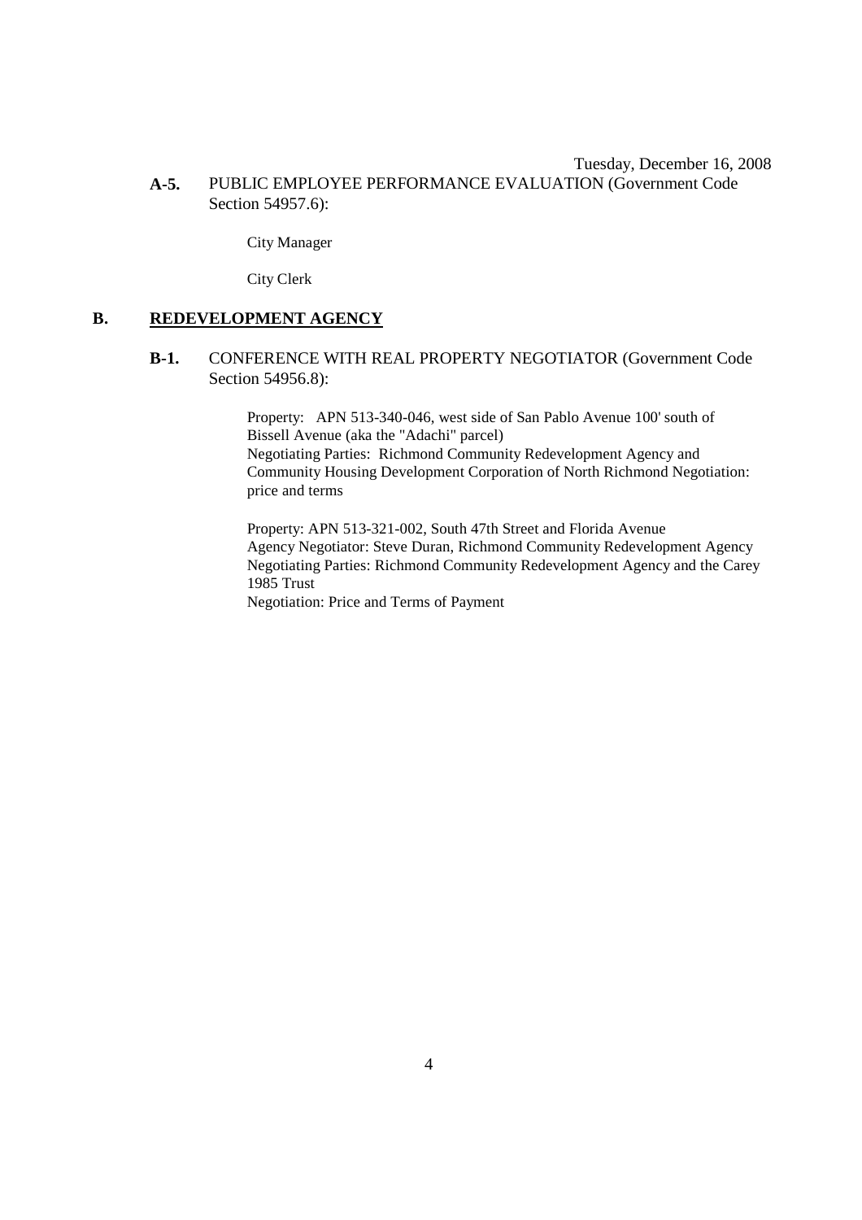**A-5.** PUBLIC EMPLOYEE PERFORMANCE EVALUATION (Government Code Section 54957.6):

City Manager

City Clerk

## B. REDEVELOPMENT AGENCY

**B-1.** CONFERENCE WITH REAL PROPERTY NEGOTIATOR (Government Code Section 54956.8):

Property: APN 513-340-046, west side of San Pablo Avenue 100' south of Bissell Avenue (aka the "Adachi" parcel)
Negotiating Parties: Richmond Community Redevelopment Agency and Community Housing Development Corporation of North Richmond Negotiation: price and terms

Property: APN 513-321-002, South 47th Street and Florida Avenue
Agency Negotiator: Steve Duran, Richmond Community Redevelopment Agency
Negotiating Parties: Richmond Community Redevelopment Agency and the Carey 1985 Trust
Negotiation: Price and Terms of Payment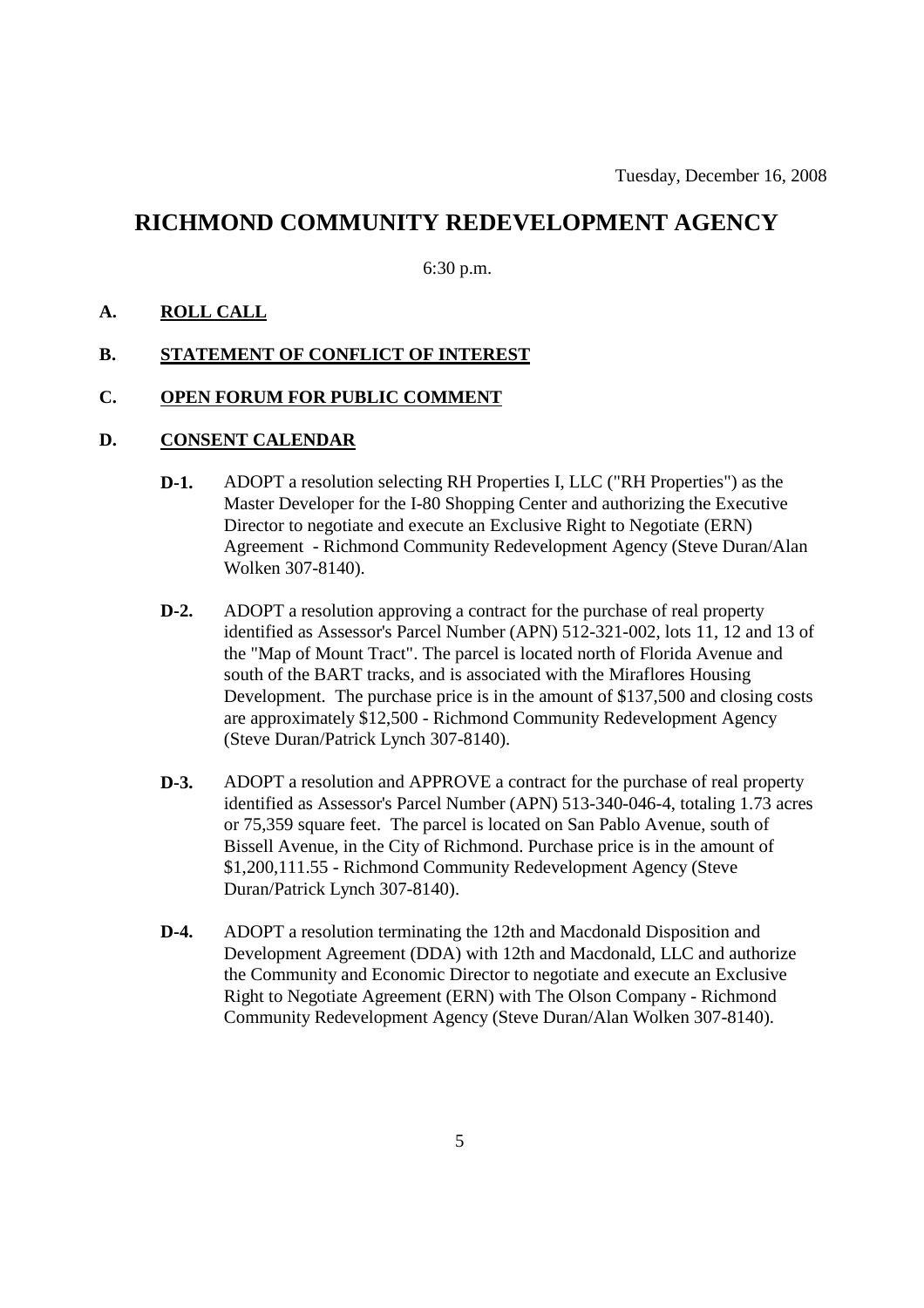Tuesday, December 16, 2008

# RICHMOND COMMUNITY REDEVELOPMENT AGENCY

6:30 p.m.

## A. ROLL CALL

## B. STATEMENT OF CONFLICT OF INTEREST

## C. OPEN FORUM FOR PUBLIC COMMENT

## D. CONSENT CALENDAR

**D-1.** ADOPT a resolution selecting RH Properties I, LLC ("RH Properties") as the Master Developer for the I-80 Shopping Center and authorizing the Executive Director to negotiate and execute an Exclusive Right to Negotiate (ERN) Agreement - Richmond Community Redevelopment Agency (Steve Duran/Alan Wolken 307-8140).

**D-2.** ADOPT a resolution approving a contract for the purchase of real property identified as Assessor's Parcel Number (APN) 512-321-002, lots 11, 12 and 13 of the "Map of Mount Tract". The parcel is located north of Florida Avenue and south of the BART tracks, and is associated with the Miraflores Housing Development. The purchase price is in the amount of $137,500 and closing costs are approximately $12,500 - Richmond Community Redevelopment Agency (Steve Duran/Patrick Lynch 307-8140).

**D-3.** ADOPT a resolution and APPROVE a contract for the purchase of real property identified as Assessor's Parcel Number (APN) 513-340-046-4, totaling 1.73 acres or 75,359 square feet. The parcel is located on San Pablo Avenue, south of Bissell Avenue, in the City of Richmond. Purchase price is in the amount of $1,200,111.55 - Richmond Community Redevelopment Agency (Steve Duran/Patrick Lynch 307-8140).

**D-4.** ADOPT a resolution terminating the 12th and Macdonald Disposition and Development Agreement (DDA) with 12th and Macdonald, LLC and authorize the Community and Economic Director to negotiate and execute an Exclusive Right to Negotiate Agreement (ERN) with The Olson Company - Richmond Community Redevelopment Agency (Steve Duran/Alan Wolken 307-8140).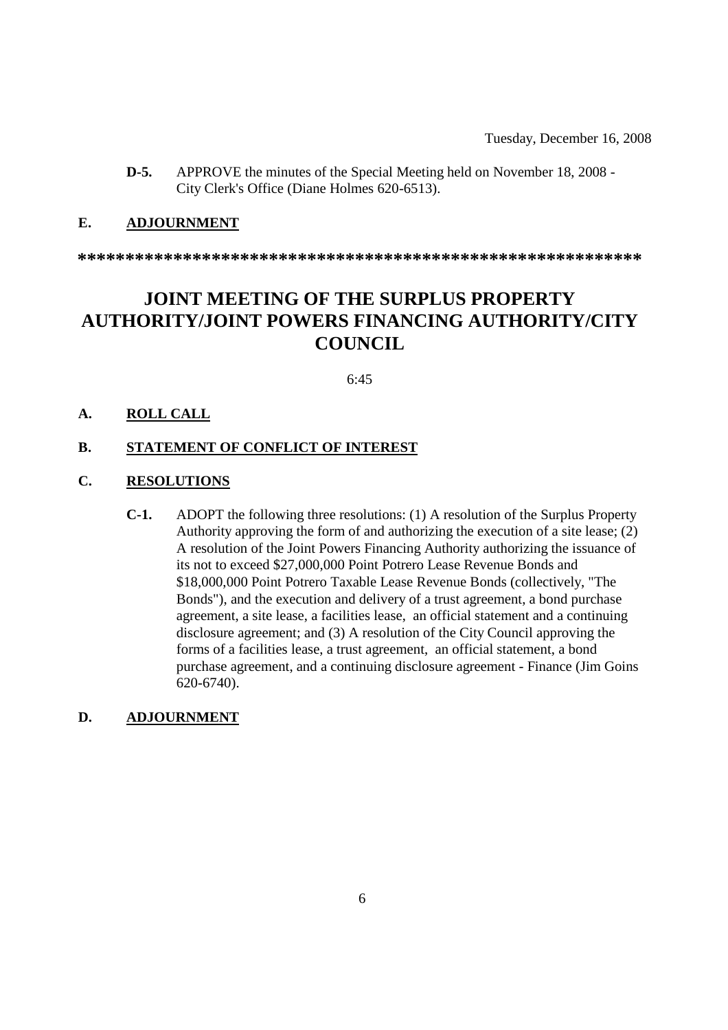Tuesday, December 16, 2008

**D-5.** APPROVE the minutes of the Special Meeting held on November 18, 2008 - City Clerk's Office (Diane Holmes 620-6513).

**E. ADJOURNMENT**

**************************************************************

# JOINT MEETING OF THE SURPLUS PROPERTY AUTHORITY/JOINT POWERS FINANCING AUTHORITY/CITY COUNCIL

6:45

**A. ROLL CALL**

**B. STATEMENT OF CONFLICT OF INTEREST**

**C. RESOLUTIONS**

**C-1.** ADOPT the following three resolutions: (1) A resolution of the Surplus Property Authority approving the form of and authorizing the execution of a site lease; (2) A resolution of the Joint Powers Financing Authority authorizing the issuance of its not to exceed $27,000,000 Point Potrero Lease Revenue Bonds and $18,000,000 Point Potrero Taxable Lease Revenue Bonds (collectively, "The Bonds"), and the execution and delivery of a trust agreement, a bond purchase agreement, a site lease, a facilities lease, an official statement and a continuing disclosure agreement; and (3) A resolution of the City Council approving the forms of a facilities lease, a trust agreement, an official statement, a bond purchase agreement, and a continuing disclosure agreement - Finance (Jim Goins 620-6740).

**D. ADJOURNMENT**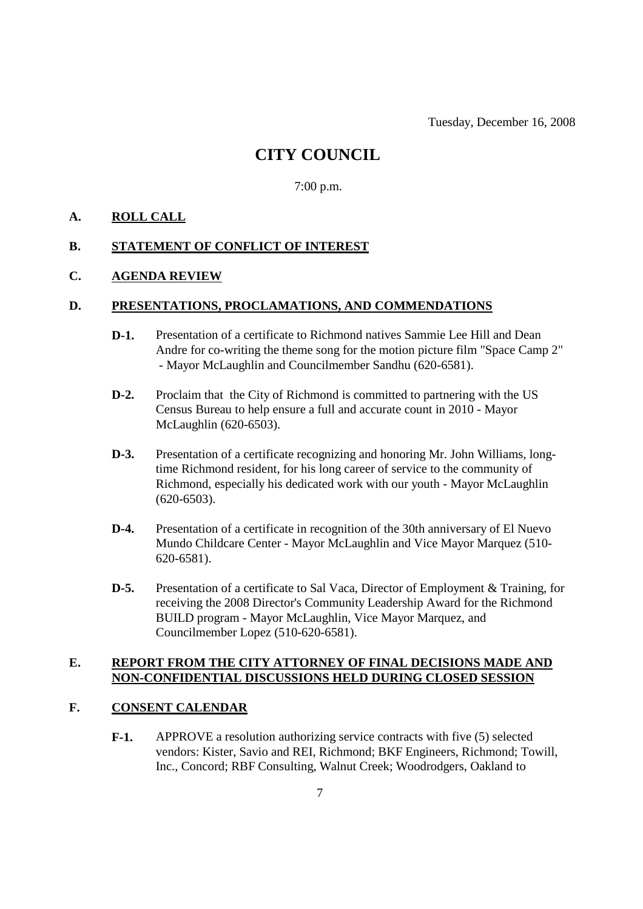Tuesday, December 16, 2008

# CITY COUNCIL

7:00 p.m.

## A. ROLL CALL

## B. STATEMENT OF CONFLICT OF INTEREST

## C. AGENDA REVIEW

## D. PRESENTATIONS, PROCLAMATIONS, AND COMMENDATIONS

**D-1.** Presentation of a certificate to Richmond natives Sammie Lee Hill and Dean Andre for co-writing the theme song for the motion picture film "Space Camp 2" - Mayor McLaughlin and Councilmember Sandhu (620-6581).

**D-2.** Proclaim that the City of Richmond is committed to partnering with the US Census Bureau to help ensure a full and accurate count in 2010 - Mayor McLaughlin (620-6503).

**D-3.** Presentation of a certificate recognizing and honoring Mr. John Williams, long-time Richmond resident, for his long career of service to the community of Richmond, especially his dedicated work with our youth - Mayor McLaughlin (620-6503).

**D-4.** Presentation of a certificate in recognition of the 30th anniversary of El Nuevo Mundo Childcare Center - Mayor McLaughlin and Vice Mayor Marquez (510-620-6581).

**D-5.** Presentation of a certificate to Sal Vaca, Director of Employment & Training, for receiving the 2008 Director's Community Leadership Award for the Richmond BUILD program - Mayor McLaughlin, Vice Mayor Marquez, and Councilmember Lopez (510-620-6581).

## E. REPORT FROM THE CITY ATTORNEY OF FINAL DECISIONS MADE AND NON-CONFIDENTIAL DISCUSSIONS HELD DURING CLOSED SESSION

## F. CONSENT CALENDAR

**F-1.** APPROVE a resolution authorizing service contracts with five (5) selected vendors: Kister, Savio and REI, Richmond; BKF Engineers, Richmond; Towill, Inc., Concord; RBF Consulting, Walnut Creek; Woodrodgers, Oakland to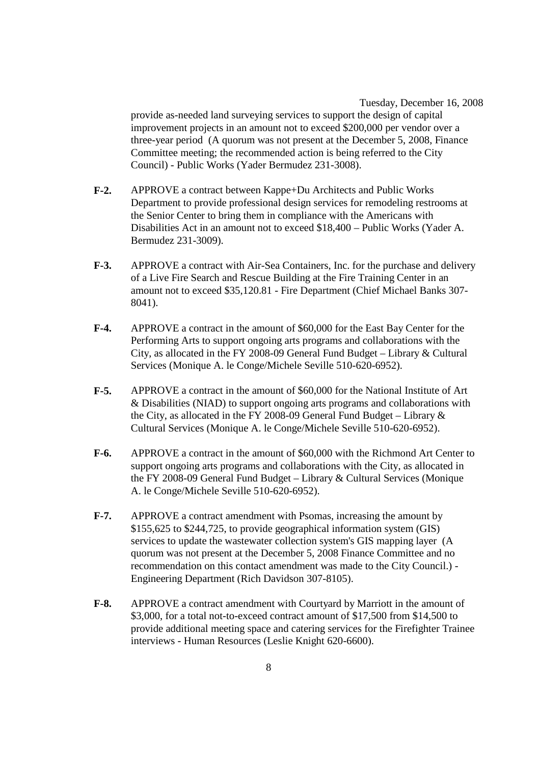provide as-needed land surveying services to support the design of capital improvement projects in an amount not to exceed $200,000 per vendor over a three-year period (A quorum was not present at the December 5, 2008, Finance Committee meeting; the recommended action is being referred to the City Council) - Public Works (Yader Bermudez 231-3008).

**F-2.** APPROVE a contract between Kappe+Du Architects and Public Works Department to provide professional design services for remodeling restrooms at the Senior Center to bring them in compliance with the Americans with Disabilities Act in an amount not to exceed $18,400 – Public Works (Yader A. Bermudez 231-3009).

**F-3.** APPROVE a contract with Air-Sea Containers, Inc. for the purchase and delivery of a Live Fire Search and Rescue Building at the Fire Training Center in an amount not to exceed $35,120.81 - Fire Department (Chief Michael Banks 307-8041).

**F-4.** APPROVE a contract in the amount of $60,000 for the East Bay Center for the Performing Arts to support ongoing arts programs and collaborations with the City, as allocated in the FY 2008-09 General Fund Budget – Library & Cultural Services (Monique A. le Conge/Michele Seville 510-620-6952).

**F-5.** APPROVE a contract in the amount of $60,000 for the National Institute of Art & Disabilities (NIAD) to support ongoing arts programs and collaborations with the City, as allocated in the FY 2008-09 General Fund Budget – Library & Cultural Services (Monique A. le Conge/Michele Seville 510-620-6952).

**F-6.** APPROVE a contract in the amount of $60,000 with the Richmond Art Center to support ongoing arts programs and collaborations with the City, as allocated in the FY 2008-09 General Fund Budget – Library & Cultural Services (Monique A. le Conge/Michele Seville 510-620-6952).

**F-7.** APPROVE a contract amendment with Psomas, increasing the amount by $155,625 to $244,725, to provide geographical information system (GIS) services to update the wastewater collection system's GIS mapping layer (A quorum was not present at the December 5, 2008 Finance Committee and no recommendation on this contact amendment was made to the City Council.) - Engineering Department (Rich Davidson 307-8105).

**F-8.** APPROVE a contract amendment with Courtyard by Marriott in the amount of $3,000, for a total not-to-exceed contract amount of $17,500 from $14,500 to provide additional meeting space and catering services for the Firefighter Trainee interviews - Human Resources (Leslie Knight 620-6600).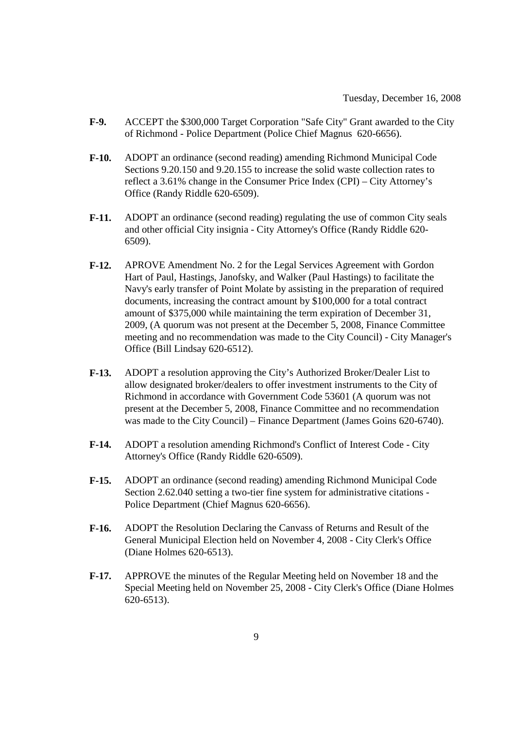Tuesday, December 16, 2008

**F-9.** ACCEPT the $300,000 Target Corporation "Safe City" Grant awarded to the City of Richmond - Police Department (Police Chief Magnus 620-6656).

**F-10.** ADOPT an ordinance (second reading) amending Richmond Municipal Code Sections 9.20.150 and 9.20.155 to increase the solid waste collection rates to reflect a 3.61% change in the Consumer Price Index (CPI) – City Attorney's Office (Randy Riddle 620-6509).

**F-11.** ADOPT an ordinance (second reading) regulating the use of common City seals and other official City insignia - City Attorney's Office (Randy Riddle 620-6509).

**F-12.** APROVE Amendment No. 2 for the Legal Services Agreement with Gordon Hart of Paul, Hastings, Janofsky, and Walker (Paul Hastings) to facilitate the Navy's early transfer of Point Molate by assisting in the preparation of required documents, increasing the contract amount by $100,000 for a total contract amount of $375,000 while maintaining the term expiration of December 31, 2009, (A quorum was not present at the December 5, 2008, Finance Committee meeting and no recommendation was made to the City Council) - City Manager's Office (Bill Lindsay 620-6512).

**F-13.** ADOPT a resolution approving the City's Authorized Broker/Dealer List to allow designated broker/dealers to offer investment instruments to the City of Richmond in accordance with Government Code 53601 (A quorum was not present at the December 5, 2008, Finance Committee and no recommendation was made to the City Council) – Finance Department (James Goins 620-6740).

**F-14.** ADOPT a resolution amending Richmond's Conflict of Interest Code - City Attorney's Office (Randy Riddle 620-6509).

**F-15.** ADOPT an ordinance (second reading) amending Richmond Municipal Code Section 2.62.040 setting a two-tier fine system for administrative citations - Police Department (Chief Magnus 620-6656).

**F-16.** ADOPT the Resolution Declaring the Canvass of Returns and Result of the General Municipal Election held on November 4, 2008 - City Clerk's Office (Diane Holmes 620-6513).

**F-17.** APPROVE the minutes of the Regular Meeting held on November 18 and the Special Meeting held on November 25, 2008 - City Clerk's Office (Diane Holmes 620-6513).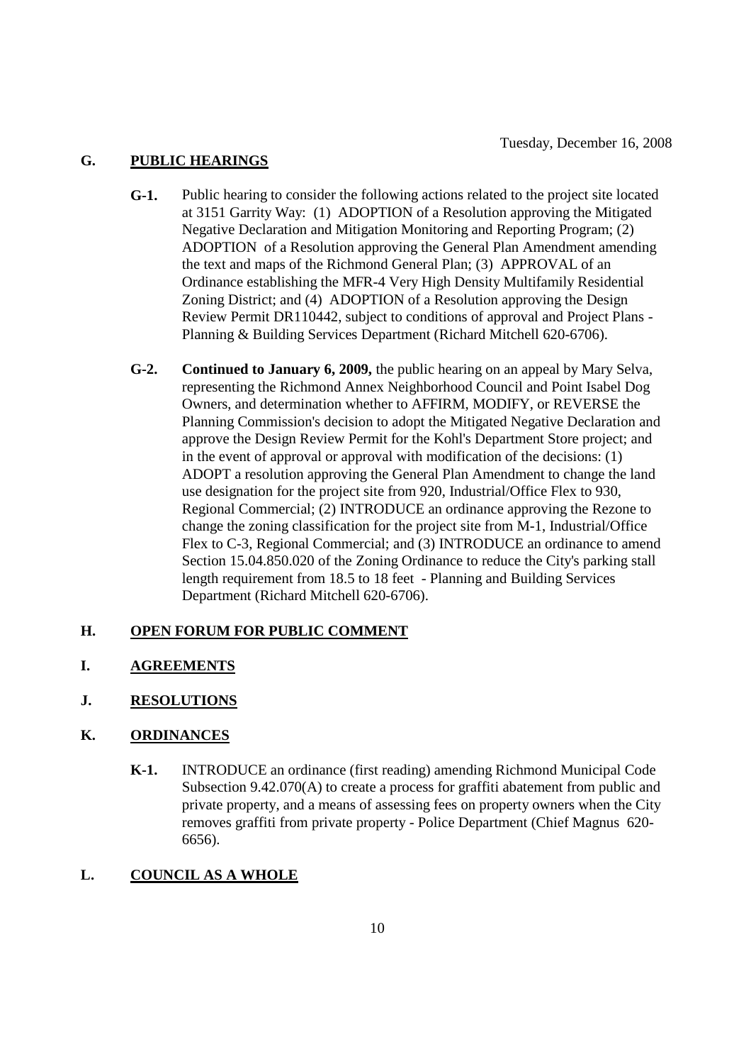Tuesday, December 16, 2008

## G. PUBLIC HEARINGS

**G-1.** Public hearing to consider the following actions related to the project site located at 3151 Garrity Way: (1) ADOPTION of a Resolution approving the Mitigated Negative Declaration and Mitigation Monitoring and Reporting Program; (2) ADOPTION of a Resolution approving the General Plan Amendment amending the text and maps of the Richmond General Plan; (3) APPROVAL of an Ordinance establishing the MFR-4 Very High Density Multifamily Residential Zoning District; and (4) ADOPTION of a Resolution approving the Design Review Permit DR110442, subject to conditions of approval and Project Plans - Planning & Building Services Department (Richard Mitchell 620-6706).

**G-2.** **Continued to January 6, 2009,** the public hearing on an appeal by Mary Selva, representing the Richmond Annex Neighborhood Council and Point Isabel Dog Owners, and determination whether to AFFIRM, MODIFY, or REVERSE the Planning Commission's decision to adopt the Mitigated Negative Declaration and approve the Design Review Permit for the Kohl's Department Store project; and in the event of approval or approval with modification of the decisions: (1) ADOPT a resolution approving the General Plan Amendment to change the land use designation for the project site from 920, Industrial/Office Flex to 930, Regional Commercial; (2) INTRODUCE an ordinance approving the Rezone to change the zoning classification for the project site from M-1, Industrial/Office Flex to C-3, Regional Commercial; and (3) INTRODUCE an ordinance to amend Section 15.04.850.020 of the Zoning Ordinance to reduce the City's parking stall length requirement from 18.5 to 18 feet - Planning and Building Services Department (Richard Mitchell 620-6706).

## H. OPEN FORUM FOR PUBLIC COMMENT

## I. AGREEMENTS

## J. RESOLUTIONS

## K. ORDINANCES

**K-1.** INTRODUCE an ordinance (first reading) amending Richmond Municipal Code Subsection 9.42.070(A) to create a process for graffiti abatement from public and private property, and a means of assessing fees on property owners when the City removes graffiti from private property - Police Department (Chief Magnus 620-6656).

## L. COUNCIL AS A WHOLE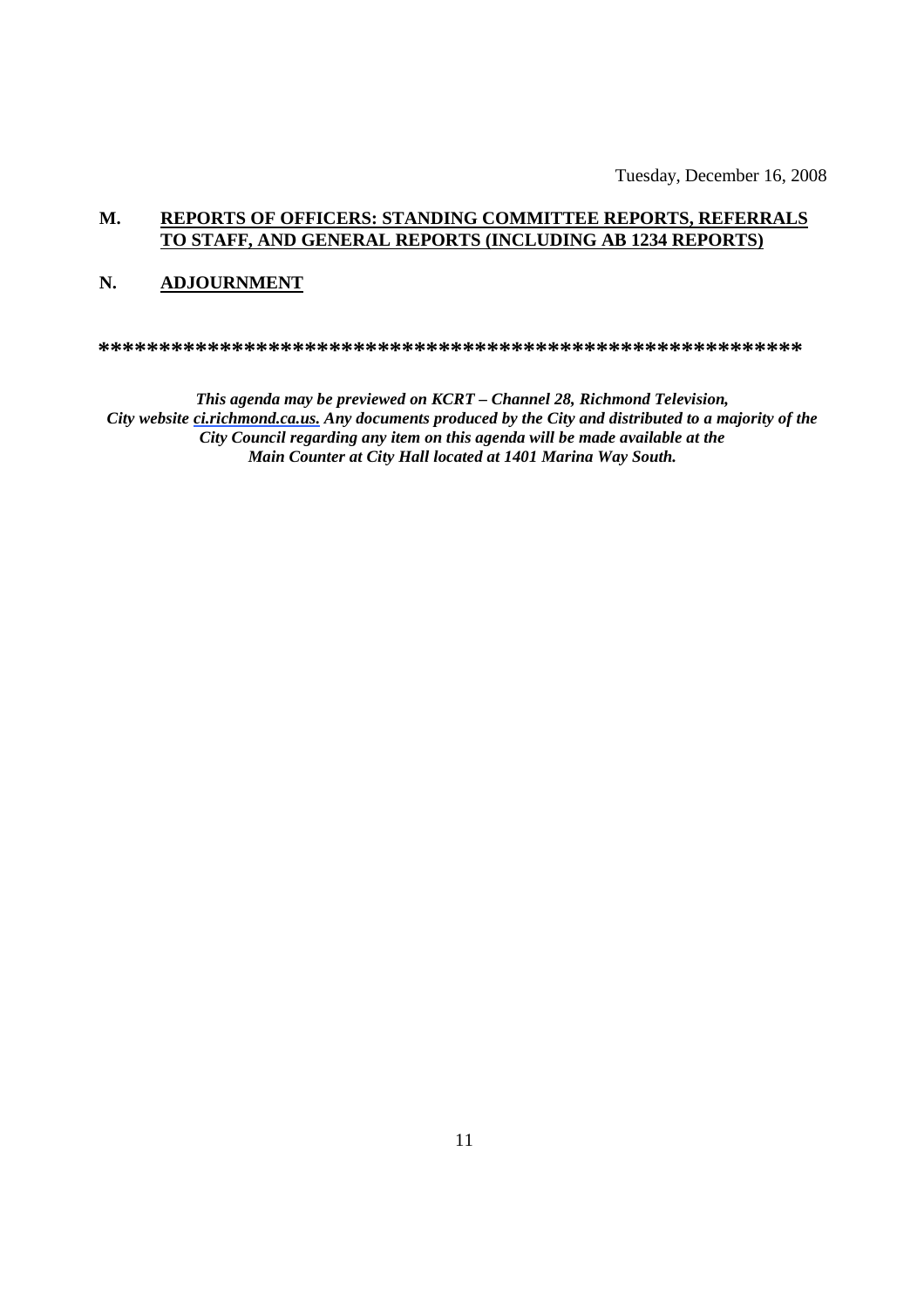Tuesday, December 16, 2008

## M. REPORTS OF OFFICERS: STANDING COMMITTEE REPORTS, REFERRALS TO STAFF, AND GENERAL REPORTS (INCLUDING AB 1234 REPORTS)

## N. ADJOURNMENT

**************************************************************

***This agenda may be previewed on KCRT – Channel 28, Richmond Television, City website ci.richmond.ca.us. Any documents produced by the City and distributed to a majority of the City Council regarding any item on this agenda will be made available at the Main Counter at City Hall located at 1401 Marina Way South.***